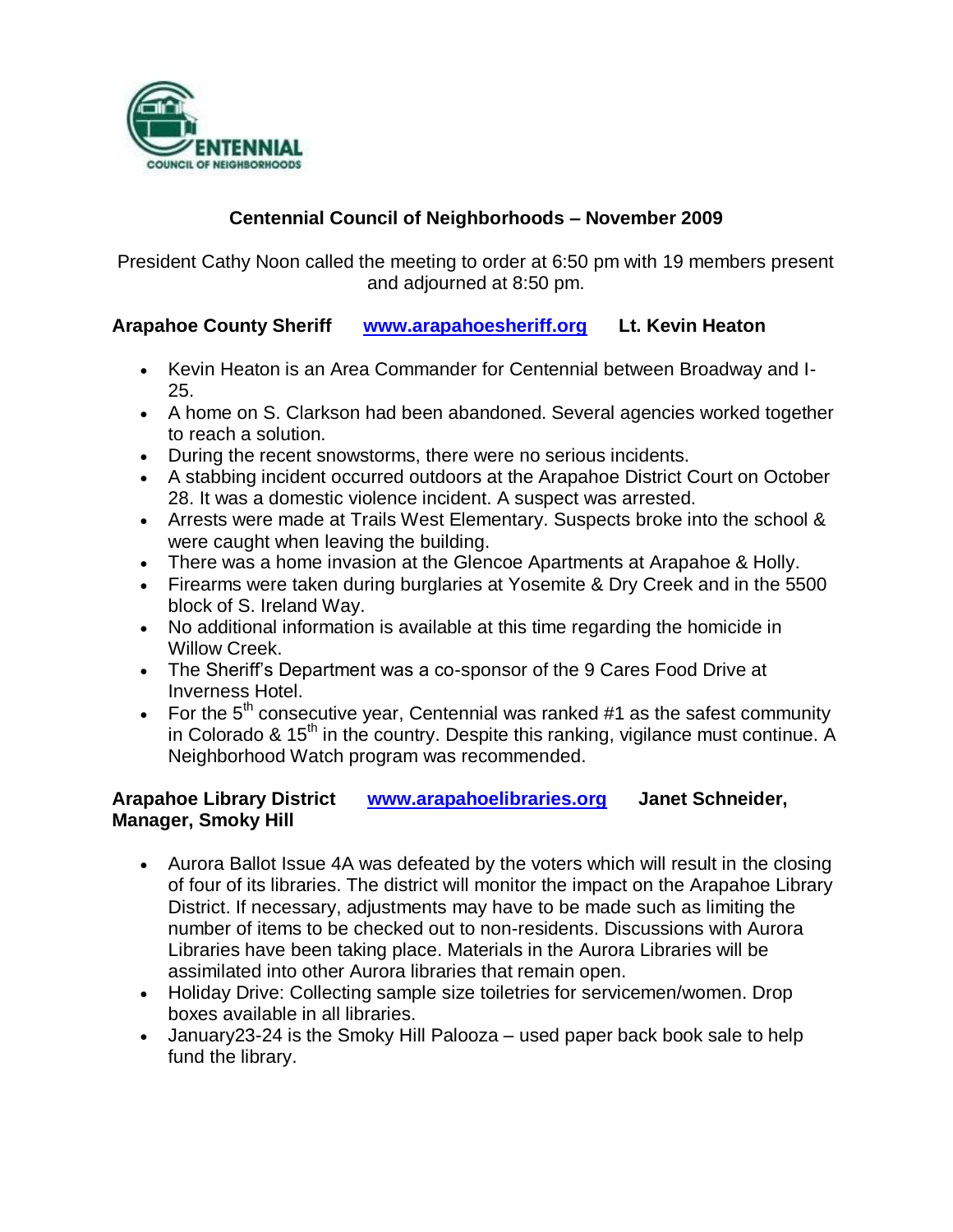# Centennial Council of Neighborhoods – November 2009

President Cathy Noon called the meeting to order at 6:50 pm with 19 members present and adjourned at 8:50 pm.

**Arapahoe County Sheriff** **www.arapahoesheriff.org** **Lt. Kevin Heaton**

- Kevin Heaton is an Area Commander for Centennial between Broadway and I-25.
- A home on S. Clarkson had been abandoned. Several agencies worked together to reach a solution.
- During the recent snowstorms, there were no serious incidents.
- A stabbing incident occurred outdoors at the Arapahoe District Court on October 28. It was a domestic violence incident. A suspect was arrested.
- Arrests were made at Trails West Elementary. Suspects broke into the school & were caught when leaving the building.
- There was a home invasion at the Glencoe Apartments at Arapahoe & Holly.
- Firearms were taken during burglaries at Yosemite & Dry Creek and in the 5500 block of S. Ireland Way.
- No additional information is available at this time regarding the homicide in Willow Creek.
- The Sheriff's Department was a co-sponsor of the 9 Cares Food Drive at Inverness Hotel.
- For the 5th consecutive year, Centennial was ranked #1 as the safest community in Colorado & 15th in the country. Despite this ranking, vigilance must continue. A Neighborhood Watch program was recommended.

**Arapahoe Library District** **www.arapahoelibraries.org** **Janet Schneider, Manager, Smoky Hill**

- Aurora Ballot Issue 4A was defeated by the voters which will result in the closing of four of its libraries. The district will monitor the impact on the Arapahoe Library District. If necessary, adjustments may have to be made such as limiting the number of items to be checked out to non-residents. Discussions with Aurora Libraries have been taking place. Materials in the Aurora Libraries will be assimilated into other Aurora libraries that remain open.
- Holiday Drive: Collecting sample size toiletries for servicemen/women. Drop boxes available in all libraries.
- January23-24 is the Smoky Hill Palooza – used paper back book sale to help fund the library.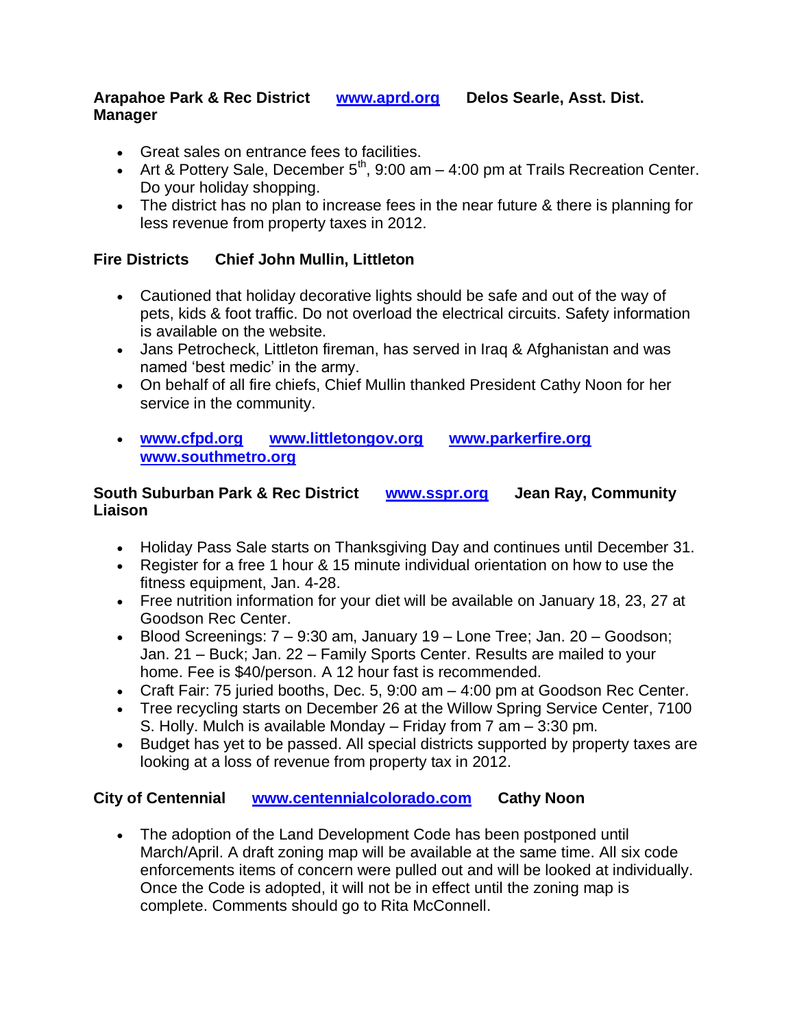**Arapahoe Park & Rec District** **www.aprd.org** **Delos Searle, Asst. Dist. Manager**

- Great sales on entrance fees to facilities.
- Art & Pottery Sale, December 5th, 9:00 am – 4:00 pm at Trails Recreation Center. Do your holiday shopping.
- The district has no plan to increase fees in the near future & there is planning for less revenue from property taxes in 2012.

**Fire Districts** **Chief John Mullin, Littleton**

- Cautioned that holiday decorative lights should be safe and out of the way of pets, kids & foot traffic. Do not overload the electrical circuits. Safety information is available on the website.
- Jans Petrocheck, Littleton fireman, has served in Iraq & Afghanistan and was named 'best medic' in the army.
- On behalf of all fire chiefs, Chief Mullin thanked President Cathy Noon for her service in the community.
- **www.cfpd.org** **www.littletongov.org** **www.parkerfire.org** **www.southmetro.org**

**South Suburban Park & Rec District** **www.sspr.org** **Jean Ray, Community Liaison**

- Holiday Pass Sale starts on Thanksgiving Day and continues until December 31.
- Register for a free 1 hour & 15 minute individual orientation on how to use the fitness equipment, Jan. 4-28.
- Free nutrition information for your diet will be available on January 18, 23, 27 at Goodson Rec Center.
- Blood Screenings: 7 – 9:30 am, January 19 – Lone Tree; Jan. 20 – Goodson; Jan. 21 – Buck; Jan. 22 – Family Sports Center. Results are mailed to your home. Fee is $40/person. A 12 hour fast is recommended.
- Craft Fair: 75 juried booths, Dec. 5, 9:00 am – 4:00 pm at Goodson Rec Center.
- Tree recycling starts on December 26 at the Willow Spring Service Center, 7100 S. Holly. Mulch is available Monday – Friday from 7 am – 3:30 pm.
- Budget has yet to be passed. All special districts supported by property taxes are looking at a loss of revenue from property tax in 2012.

**City of Centennial** **www.centennialcolorado.com** **Cathy Noon**

- The adoption of the Land Development Code has been postponed until March/April. A draft zoning map will be available at the same time. All six code enforcements items of concern were pulled out and will be looked at individually. Once the Code is adopted, it will not be in effect until the zoning map is complete. Comments should go to Rita McConnell.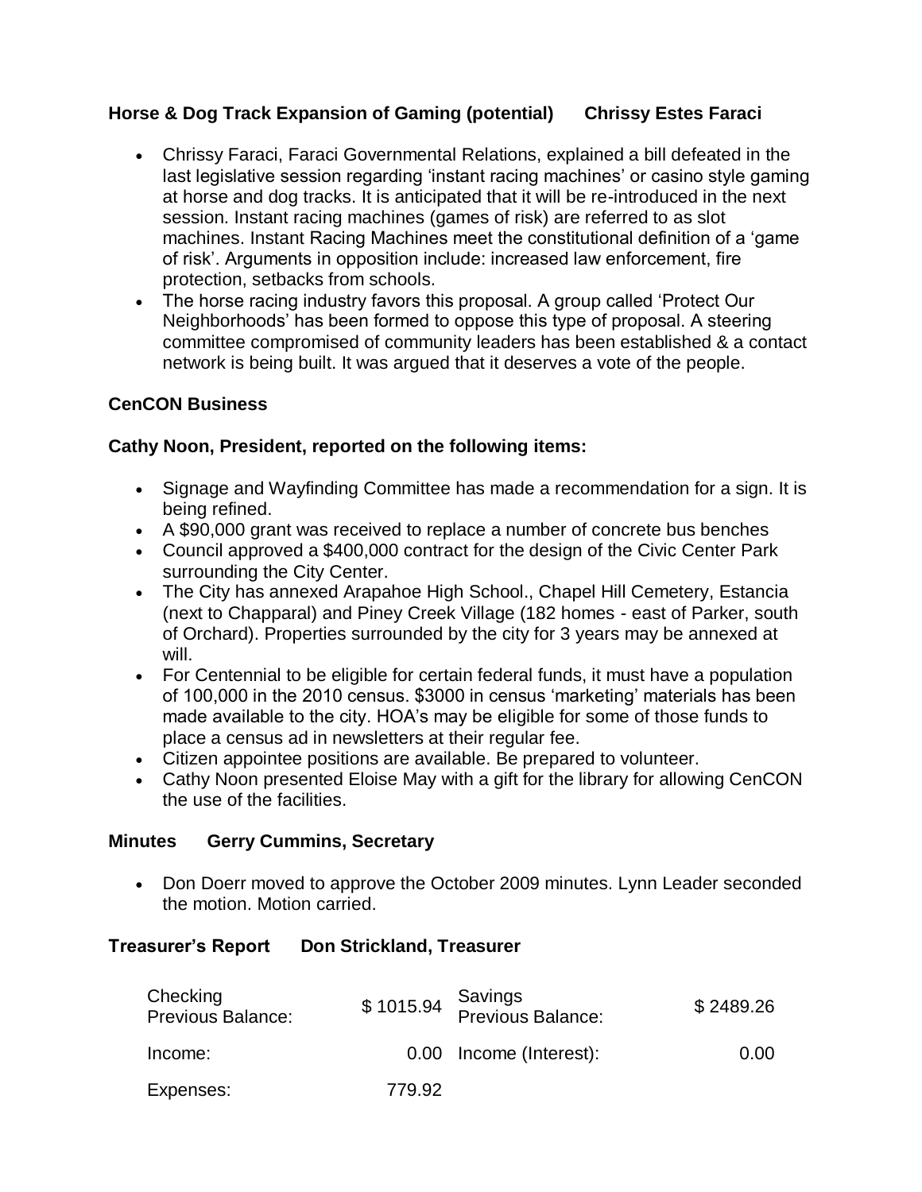### Horse & Dog Track Expansion of Gaming (potential) Chrissy Estes Faraci

- Chrissy Faraci, Faraci Governmental Relations, explained a bill defeated in the last legislative session regarding 'instant racing machines' or casino style gaming at horse and dog tracks. It is anticipated that it will be re-introduced in the next session. Instant racing machines (games of risk) are referred to as slot machines. Instant Racing Machines meet the constitutional definition of a 'game of risk'. Arguments in opposition include: increased law enforcement, fire protection, setbacks from schools.
- The horse racing industry favors this proposal. A group called 'Protect Our Neighborhoods' has been formed to oppose this type of proposal. A steering committee compromised of community leaders has been established & a contact network is being built. It was argued that it deserves a vote of the people.

### CenCON Business

### Cathy Noon, President, reported on the following items:

- Signage and Wayfinding Committee has made a recommendation for a sign. It is being refined.
- A $90,000 grant was received to replace a number of concrete bus benches
- Council approved a $400,000 contract for the design of the Civic Center Park surrounding the City Center.
- The City has annexed Arapahoe High School., Chapel Hill Cemetery, Estancia (next to Chapparal) and Piney Creek Village (182 homes - east of Parker, south of Orchard). Properties surrounded by the city for 3 years may be annexed at will.
- For Centennial to be eligible for certain federal funds, it must have a population of 100,000 in the 2010 census. $3000 in census 'marketing' materials has been made available to the city. HOA's may be eligible for some of those funds to place a census ad in newsletters at their regular fee.
- Citizen appointee positions are available. Be prepared to volunteer.
- Cathy Noon presented Eloise May with a gift for the library for allowing CenCON the use of the facilities.

### Minutes Gerry Cummins, Secretary

- Don Doerr moved to approve the October 2009 minutes. Lynn Leader seconded the motion. Motion carried.

### Treasurer's Report Don Strickland, Treasurer

| | | | |
|---|---|---|---|
| Checking Previous Balance: | $ 1015.94 | Savings Previous Balance: | $ 2489.26 |
| Income: | 0.00 | Income (Interest): | 0.00 |
| Expenses: | 779.92 | | |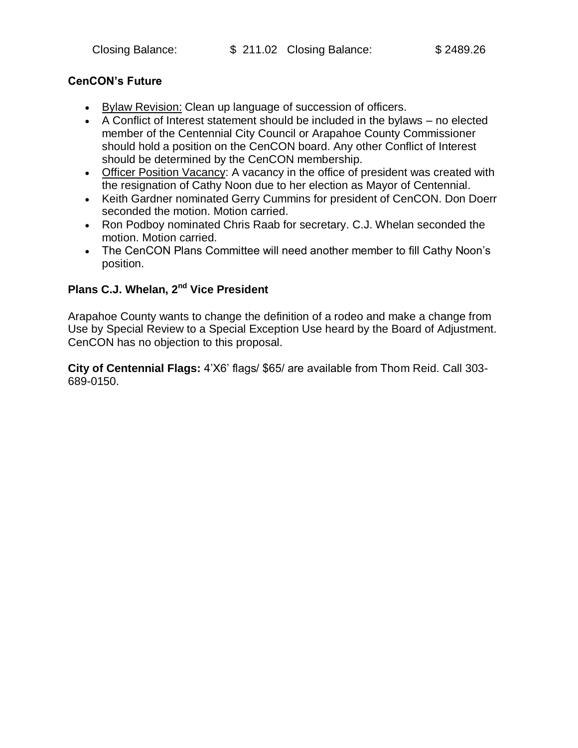| | | | |
|---|---|---|---|
| Closing Balance: | $ 211.02 | Closing Balance: | $ 2489.26 |

**CenCON's Future**

- Bylaw Revision: Clean up language of succession of officers.
- A Conflict of Interest statement should be included in the bylaws – no elected member of the Centennial City Council or Arapahoe County Commissioner should hold a position on the CenCON board. Any other Conflict of Interest should be determined by the CenCON membership.
- Officer Position Vacancy: A vacancy in the office of president was created with the resignation of Cathy Noon due to her election as Mayor of Centennial.
- Keith Gardner nominated Gerry Cummins for president of CenCON. Don Doerr seconded the motion. Motion carried.
- Ron Podboy nominated Chris Raab for secretary. C.J. Whelan seconded the motion. Motion carried.
- The CenCON Plans Committee will need another member to fill Cathy Noon's position.

**Plans C.J. Whelan, 2nd Vice President**

Arapahoe County wants to change the definition of a rodeo and make a change from Use by Special Review to a Special Exception Use heard by the Board of Adjustment. CenCON has no objection to this proposal.

**City of Centennial Flags:** 4'X6' flags/ $65/ are available from Thom Reid. Call 303-689-0150.